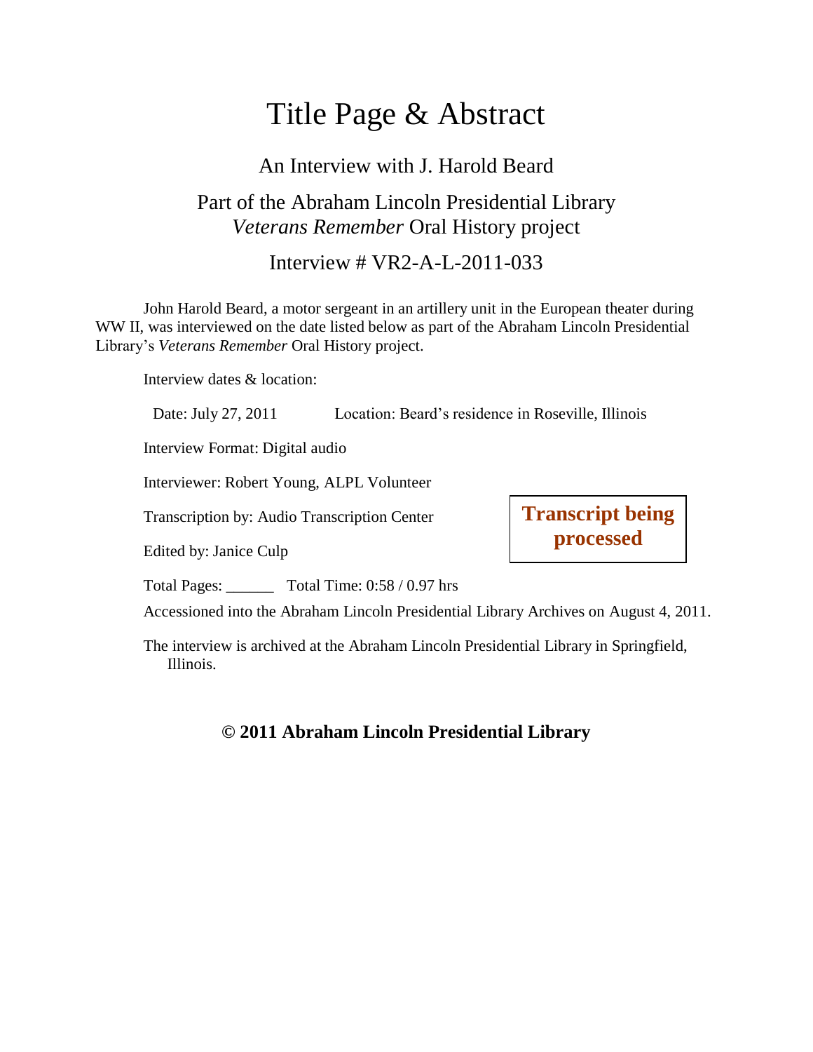# Title Page & Abstract

## An Interview with J. Harold Beard

## Part of the Abraham Lincoln Presidential Library *Veterans Remember* Oral History project

## Interview # VR2-A-L-2011-033

John Harold Beard, a motor sergeant in an artillery unit in the European theater during WW II, was interviewed on the date listed below as part of the Abraham Lincoln Presidential Library's *Veterans Remember* Oral History project.

Interview dates & location:

Date: July 27, 2011 Location: Beard's residence in Roseville, Illinois

Interview Format: Digital audio

Interviewer: Robert Young, ALPL Volunteer

Transcription by: Audio Transcription Center

Edited by: Janice Culp

**Transcript being processed**

Total Pages: ______ Total Time: 0:58 / 0.97 hrs

Accessioned into the Abraham Lincoln Presidential Library Archives on August 4, 2011.

The interview is archived at the Abraham Lincoln Presidential Library in Springfield, Illinois.

**© 2011 Abraham Lincoln Presidential Library**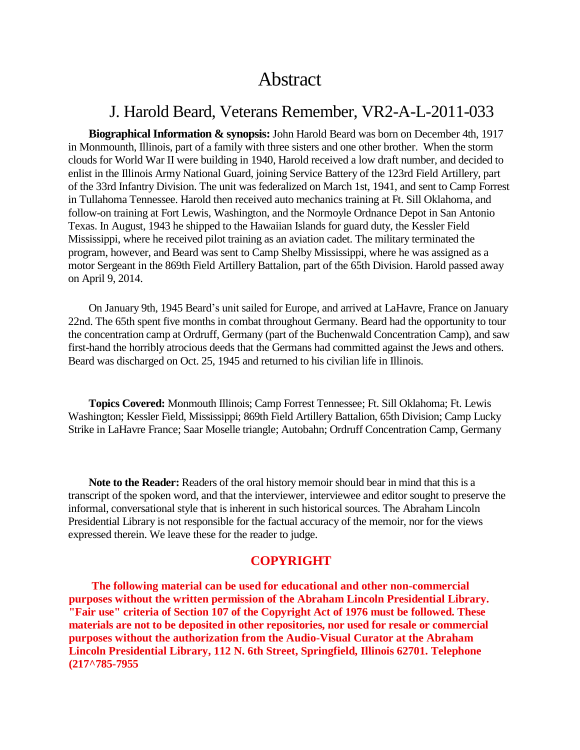# Abstract

## J. Harold Beard, Veterans Remember, VR2-A-L-2011-033

**Biographical Information & synopsis:** John Harold Beard was born on December 4th, 1917 in Monmounth, Illinois, part of a family with three sisters and one other brother. When the storm clouds for World War II were building in 1940, Harold received a low draft number, and decided to enlist in the Illinois Army National Guard, joining Service Battery of the 123rd Field Artillery, part of the 33rd Infantry Division. The unit was federalized on March 1st, 1941, and sent to Camp Forrest in Tullahoma Tennessee. Harold then received auto mechanics training at Ft. Sill Oklahoma, and follow-on training at Fort Lewis, Washington, and the Normoyle Ordnance Depot in San Antonio Texas. In August, 1943 he shipped to the Hawaiian Islands for guard duty, the Kessler Field Mississippi, where he received pilot training as an aviation cadet. The military terminated the program, however, and Beard was sent to Camp Shelby Mississippi, where he was assigned as a motor Sergeant in the 869th Field Artillery Battalion, part of the 65th Division. Harold passed away on April 9, 2014.

On January 9th, 1945 Beard's unit sailed for Europe, and arrived at LaHavre, France on January 22nd. The 65th spent five months in combat throughout Germany. Beard had the opportunity to tour the concentration camp at Ordruff, Germany (part of the Buchenwald Concentration Camp), and saw first-hand the horribly atrocious deeds that the Germans had committed against the Jews and others. Beard was discharged on Oct. 25, 1945 and returned to his civilian life in Illinois.

**Topics Covered:** Monmouth Illinois; Camp Forrest Tennessee; Ft. Sill Oklahoma; Ft. Lewis Washington; Kessler Field, Mississippi; 869th Field Artillery Battalion, 65th Division; Camp Lucky Strike in LaHavre France; Saar Moselle triangle; Autobahn; Ordruff Concentration Camp, Germany

**Note to the Reader:** Readers of the oral history memoir should bear in mind that this is a transcript of the spoken word, and that the interviewer, interviewee and editor sought to preserve the informal, conversational style that is inherent in such historical sources. The Abraham Lincoln Presidential Library is not responsible for the factual accuracy of the memoir, nor for the views expressed therein. We leave these for the reader to judge.

## COPYRIGHT

**The following material can be used for educational and other non-commercial purposes without the written permission of the Abraham Lincoln Presidential Library. "Fair use" criteria of Section 107 of the Copyright Act of 1976 must be followed. These materials are not to be deposited in other repositories, nor used for resale or commercial purposes without the authorization from the Audio-Visual Curator at the Abraham Lincoln Presidential Library, 112 N. 6th Street, Springfield, Illinois 62701. Telephone (217^785-7955**